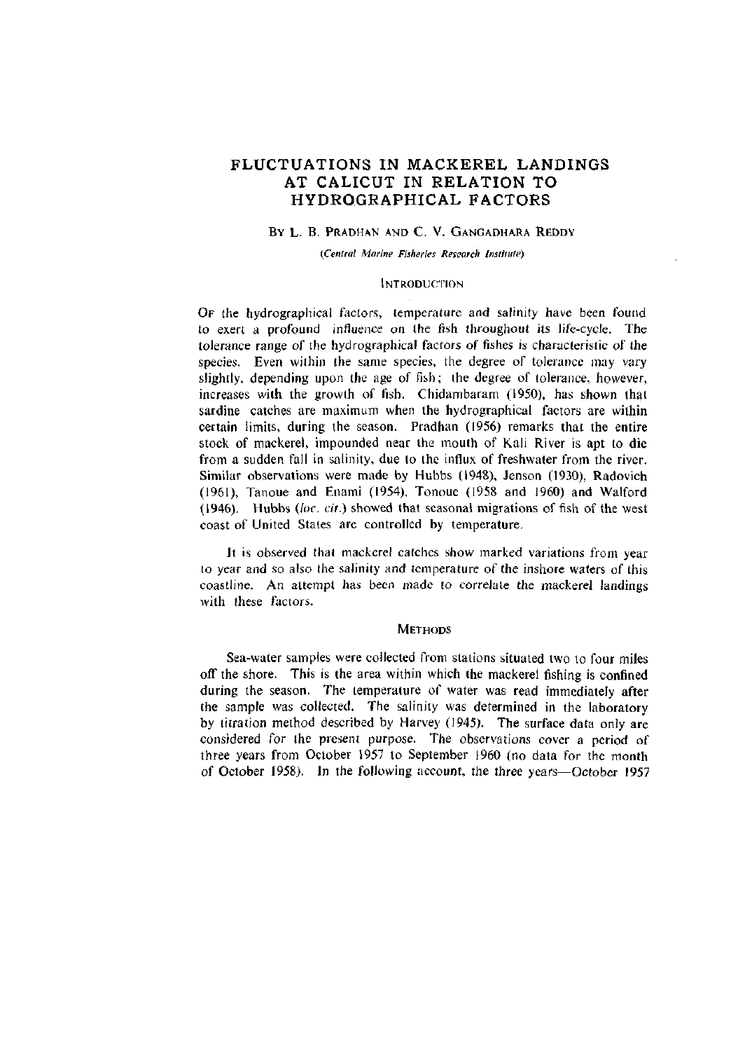# FLUCTUATIONS IN MACKEREL LANDINGS AT CALICUT IN RELATION TO HYDROGRAPHICAL FACTORS

BY L. B. PRADHAN AND C. V. GANGADHARA REDDY

*(Central Marine Fisheries Research Institute)*

## INTRODUCTION

OF the hydrographical factors, temperature and salinity have been found to exert a profound influence on the fish throughout its life-cycle. The tolerance range of the hydrographical factors of fishes is characteristic of the species. Even within the same species, the degree of tolerance may vary slightly, depending upon the age of fish; the degree of tolerance, however, increases with the growth of fish. Chidambaram (1950), has shown that sardine catches are maximum when the hydrographical factors are within certain limits, during the season. Pradhan (1956) remarks that the entire stock of mackerel, impounded near the mouth of Kali River is apt to die from a sudden fall in salinity, due to the influx of freshwater from the river. Similar observations were made by Hubbs (1948), Jenson (1930), Radovich (1961), Tanoue and Enami (1954), Tonoue (1958 and 1960) and Walford (1946). Hubbs (*loc. cit.*) showed that seasonal migrations of fish of the west coast of United States are controlled by temperature.

It is observed that mackerel catches show marked variations from year to year and so also the salinity and temperature of the inshore waters of this coastline. An attempt has been made to correlate the mackerel landings with these factors.

## METHODS

Sea-water samples were collected from stations situated two to four miles off the shore. This is the area within which the mackerel fishing is confined during the season. The temperature of water was read immediately after the sample was collected. The salinity was determined in the laboratory by titration method described by Harvey (1945). The surface data only are considered for the present purpose. The observations cover a period of three years from October 1957 to September 1960 (no data for the month of October 1958). In the following account, the three years—October 1957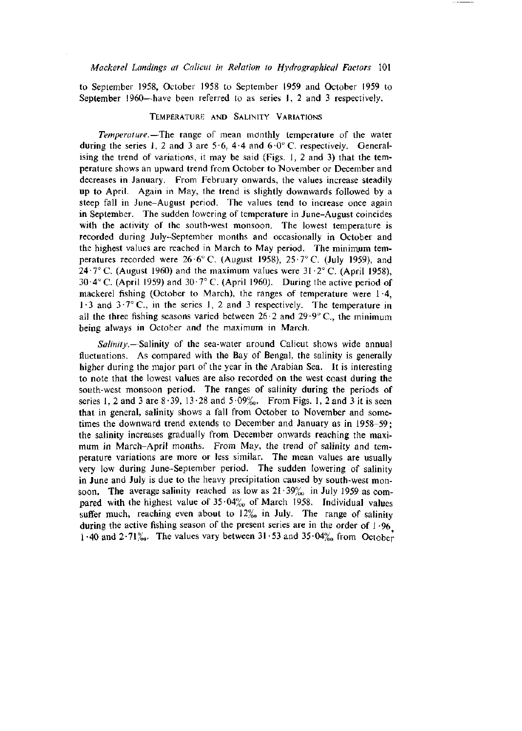to September 1958, October 1958 to September 1959 and October 1959 to September 1960—have been referred to as series 1, 2 and 3 respectively.

## TEMPERATURE AND SALINITY VARIATIONS

*Temperature.*—The range of mean monthly temperature of the water during the series 1, 2 and 3 are 5·6, 4·4 and 6·0° C. respectively. Generalising the trend of variations, it may be said (Figs. 1, 2 and 3) that the temperature shows an upward trend from October to November or December and decreases in January. From February onwards, the values increase steadily up to April. Again in May, the trend is slightly downwards followed by a steep fall in June–August period. The values tend to increase once again in September. The sudden lowering of temperature in June–August coincides with the activity of the south-west monsoon. The lowest temperature is recorded during July–September months and occasionally in October and the highest values are reached in March to May period. The minimum temperatures recorded were 26·6° C. (August 1958), 25·7° C. (July 1959), and 24·7° C. (August 1960) and the maximum values were 31·2° C. (April 1958), 30·4° C. (April 1959) and 30·7° C. (April 1960). During the active period of mackerel fishing (October to March), the ranges of temperature were 1·4, 1·3 and 3·7° C., in the series 1, 2 and 3 respectively. The temperature in all the three fishing seasons varied between 26·2 and 29·9° C., the minimum being always in October and the maximum in March.

*Salinity.*—Salinity of the sea-water around Calicut shows wide annual fluctuations. As compared with the Bay of Bengal, the salinity is generally higher during the major part of the year in the Arabian Sea. It is interesting to note that the lowest values are also recorded on the west coast during the south-west monsoon period. The ranges of salinity during the periods of series 1, 2 and 3 are 8·39, 13·28 and 5·09‰. From Figs. 1, 2 and 3 it is seen that in general, salinity shows a fall from October to November and sometimes the downward trend extends to December and January as in 1958–59; the salinity increases gradually from December onwards reaching the maximum in March–April months. From May, the trend of salinity and temperature variations are more or less similar. The mean values are usually very low during June–September period. The sudden lowering of salinity in June and July is due to the heavy precipitation caused by south-west monsoon. The average salinity reached as low as 21·39‰ in July 1959 as compared with the highest value of 35·04‰ of March 1958. Individual values suffer much, reaching even about to 12‰ in July. The range of salinity during the active fishing season of the present series are in the order of 1·96, 1·40 and 2·71‰. The values vary between 31·53 and 35·04‰ from October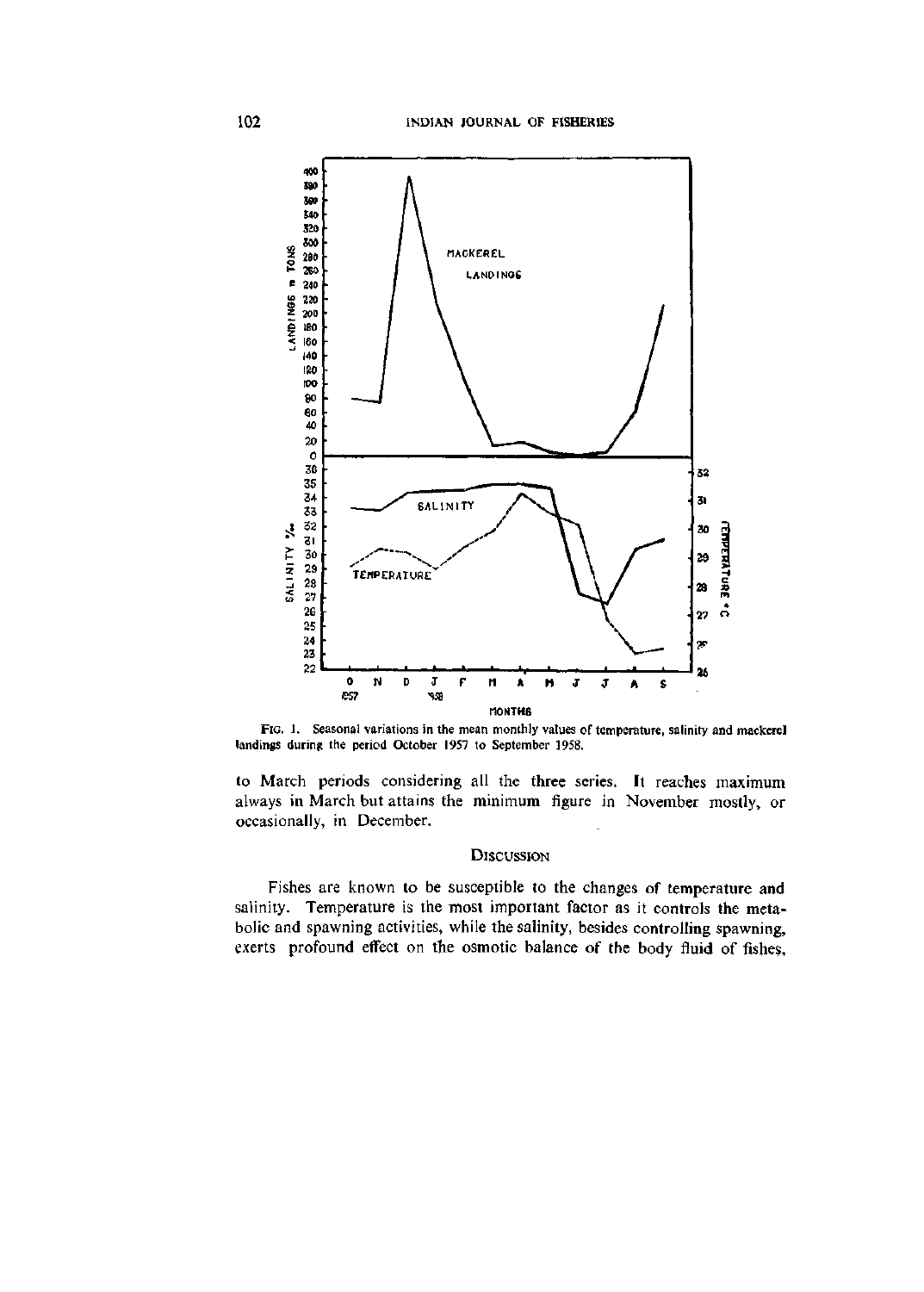FIG. 1. Seasonal variations in the mean monthly values of temperature, salinity and mackerel landings during the period October 1957 to September 1958.

to March periods considering all the three series. It reaches maximum always in March but attains the minimum figure in November mostly, or occasionally, in December.

## DISCUSSION

Fishes are known to be susceptible to the changes of temperature and salinity. Temperature is the most important factor as it controls the metabolic and spawning activities, while the salinity, besides controlling spawning, exerts profound effect on the osmotic balance of the body fluid of fishes,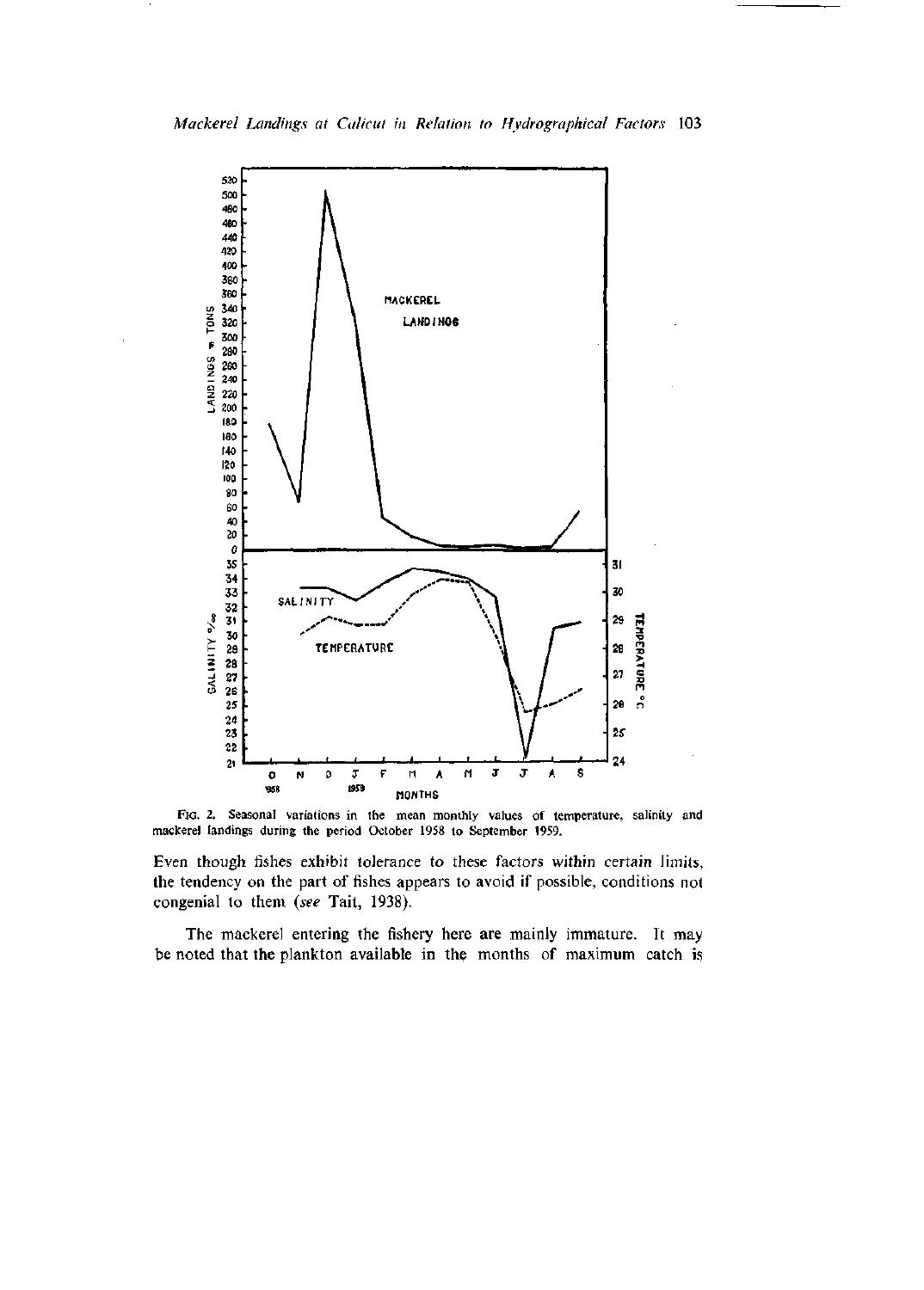FIG. 2. Seasonal variations in the mean monthly values of temperature, salinity and mackerel landings during the period October 1958 to September 1959.

Even though fishes exhibit tolerance to these factors within certain limits, the tendency on the part of fishes appears to avoid if possible, conditions not congenial to them (*see* Tait, 1938).

The mackerel entering the fishery here are mainly immature. It may be noted that the plankton available in the months of maximum catch is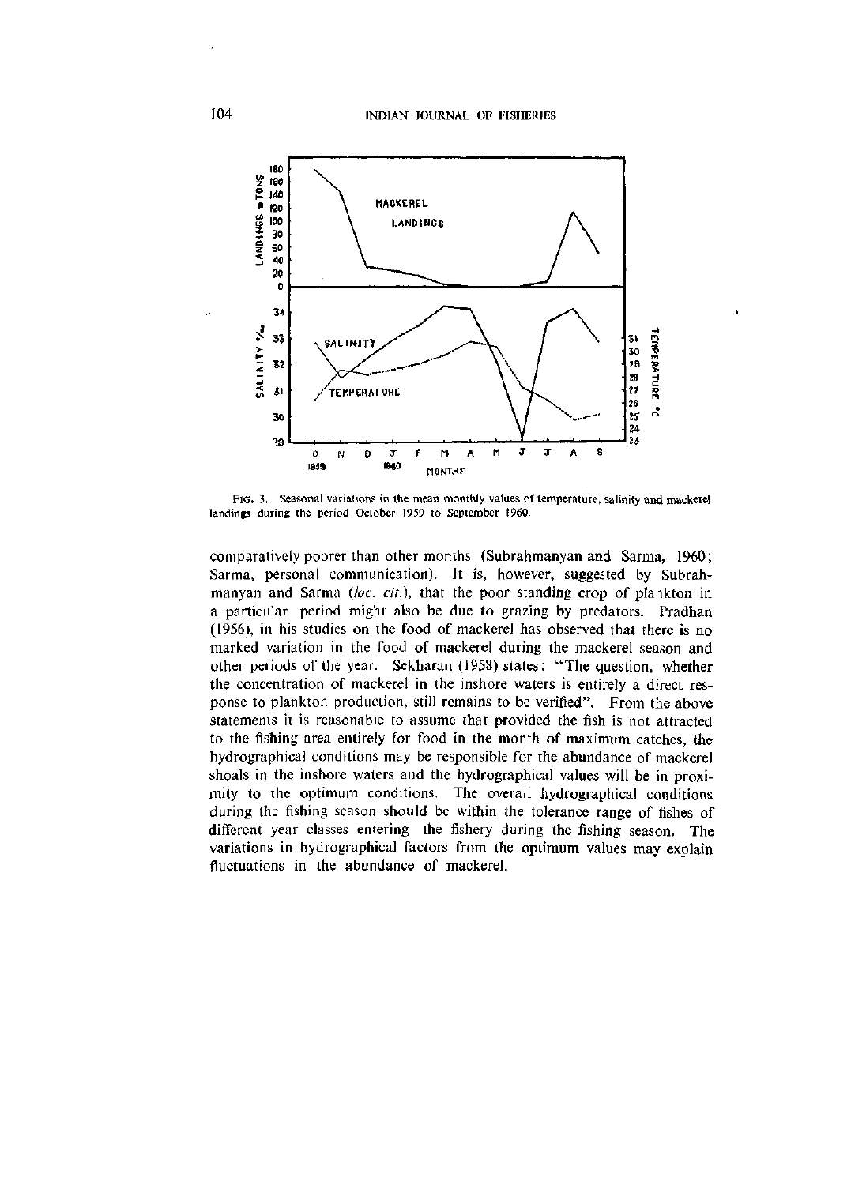FIG. 3. Seasonal variations in the mean monthly values of temperature, salinity and mackerel landings during the period October 1959 to September 1960.

comparatively poorer than other months (Subrahmanyan and Sarma, 1960; Sarma, personal communication). It is, however, suggested by Subrahmanyan and Sarma (*loc. cit.*), that the poor standing crop of plankton in a particular period might also be due to grazing by predators. Pradhan (1956), in his studies on the food of mackerel has observed that there is no marked variation in the food of mackerel during the mackerel season and other periods of the year. Sekharan (1958) states: "The question, whether the concentration of mackerel in the inshore waters is entirely a direct response to plankton production, still remains to be verified". From the above statements it is reasonable to assume that provided the fish is not attracted to the fishing area entirely for food in the month of maximum catches, the hydrographical conditions may be responsible for the abundance of mackerel shoals in the inshore waters and the hydrographical values will be in proximity to the optimum conditions. The overall hydrographical conditions during the fishing season should be within the tolerance range of fishes of different year classes entering the fishery during the fishing season. The variations in hydrographical factors from the optimum values may explain fluctuations in the abundance of mackerel.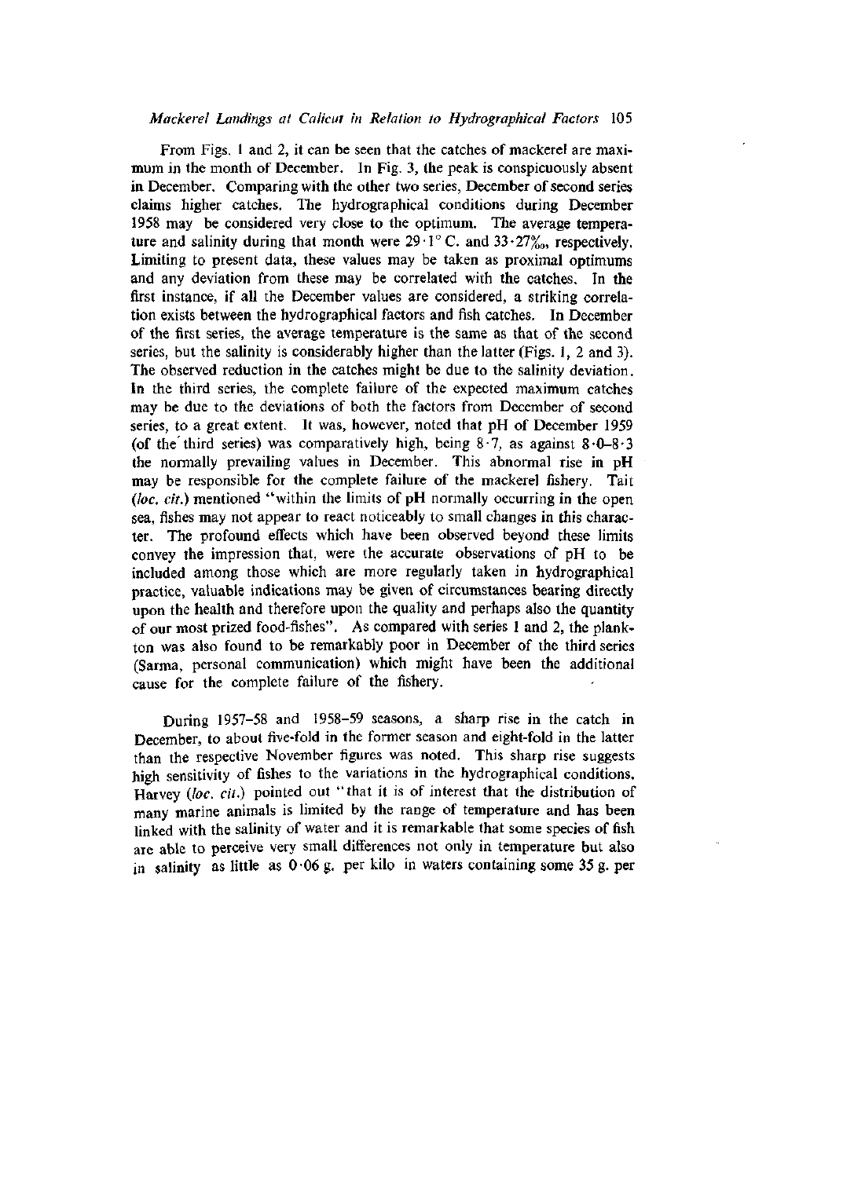From Figs. 1 and 2, it can be seen that the catches of mackerel are maximum in the month of December. In Fig. 3, the peak is conspicuously absent in December. Comparing with the other two series, December of second series claims higher catches. The hydrographical conditions during December 1958 may be considered very close to the optimum. The average temperature and salinity during that month were 29·1° C. and 33·27‰, respectively. Limiting to present data, these values may be taken as proximal optimums and any deviation from these may be correlated with the catches. In the first instance, if all the December values are considered, a striking correlation exists between the hydrographical factors and fish catches. In December of the first series, the average temperature is the same as that of the second series, but the salinity is considerably higher than the latter (Figs. 1, 2 and 3). The observed reduction in the catches might be due to the salinity deviation. In the third series, the complete failure of the expected maximum catches may be due to the deviations of both the factors from December of second series, to a great extent. It was, however, noted that pH of December 1959 (of the third series) was comparatively high, being 8·7, as against 8·0–8·3 the normally prevailing values in December. This abnormal rise in pH may be responsible for the complete failure of the mackerel fishery. Tait (*loc. cit.*) mentioned "within the limits of pH normally occurring in the open sea, fishes may not appear to react noticeably to small changes in this character. The profound effects which have been observed beyond these limits convey the impression that, were the accurate observations of pH to be included among those which are more regularly taken in hydrographical practice, valuable indications may be given of circumstances bearing directly upon the health and therefore upon the quality and perhaps also the quantity of our most prized food-fishes". As compared with series 1 and 2, the plankton was also found to be remarkably poor in December of the third series (Sarma, personal communication) which might have been the additional cause for the complete failure of the fishery.

During 1957–58 and 1958–59 seasons, a sharp rise in the catch in December, to about five-fold in the former season and eight-fold in the latter than the respective November figures was noted. This sharp rise suggests high sensitivity of fishes to the variations in the hydrographical conditions. Harvey (*loc. cit.*) pointed out "that it is of interest that the distribution of many marine animals is limited by the range of temperature and has been linked with the salinity of water and it is remarkable that some species of fish are able to perceive very small differences not only in temperature but also in salinity as little as 0·06 g. per kilo in waters containing some 35 g. per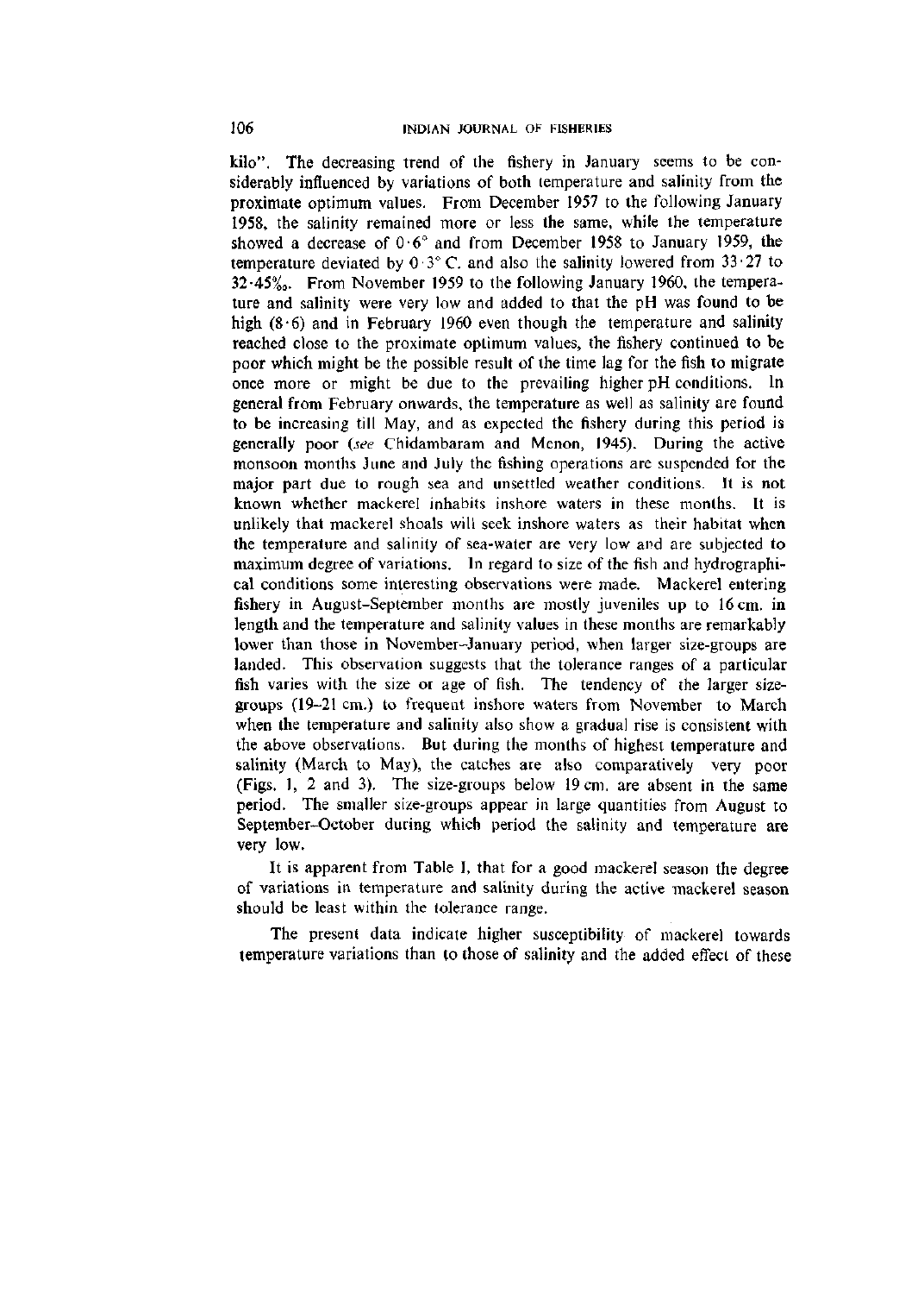kilo". The decreasing trend of the fishery in January seems to be considerably influenced by variations of both temperature and salinity from the proximate optimum values. From December 1957 to the following January 1958, the salinity remained more or less the same, while the temperature showed a decrease of 0·6° and from December 1958 to January 1959, the temperature deviated by 0·3° C. and also the salinity lowered from 33·27 to 32·45‰. From November 1959 to the following January 1960, the temperature and salinity were very low and added to that the pH was found to be high (8·6) and in February 1960 even though the temperature and salinity reached close to the proximate optimum values, the fishery continued to be poor which might be the possible result of the time lag for the fish to migrate once more or might be due to the prevailing higher pH conditions. In general from February onwards, the temperature as well as salinity are found to be increasing till May, and as expected the fishery during this period is generally poor (*see* Chidambaram and Menon, 1945). During the active monsoon months June and July the fishing operations are suspended for the major part due to rough sea and unsettled weather conditions. It is not known whether mackerel inhabits inshore waters in these months. It is unlikely that mackerel shoals will seek inshore waters as their habitat when the temperature and salinity of sea-water are very low and are subjected to maximum degree of variations. In regard to size of the fish and hydrographical conditions some interesting observations were made. Mackerel entering fishery in August–September months are mostly juveniles up to 16 cm. in length and the temperature and salinity values in these months are remarkably lower than those in November–January period, when larger size-groups are landed. This observation suggests that the tolerance ranges of a particular fish varies with the size or age of fish. The tendency of the larger size-groups (19–21 cm.) to frequent inshore waters from November to March when the temperature and salinity also show a gradual rise is consistent with the above observations. But during the months of highest temperature and salinity (March to May), the catches are also comparatively very poor (Figs. 1, 2 and 3). The size-groups below 19 cm. are absent in the same period. The smaller size-groups appear in large quantities from August to September–October during which period the salinity and temperature are very low.

It is apparent from Table I, that for a good mackerel season the degree of variations in temperature and salinity during the active mackerel season should be least within the tolerance range.

The present data indicate higher susceptibility of mackerel towards temperature variations than to those of salinity and the added effect of these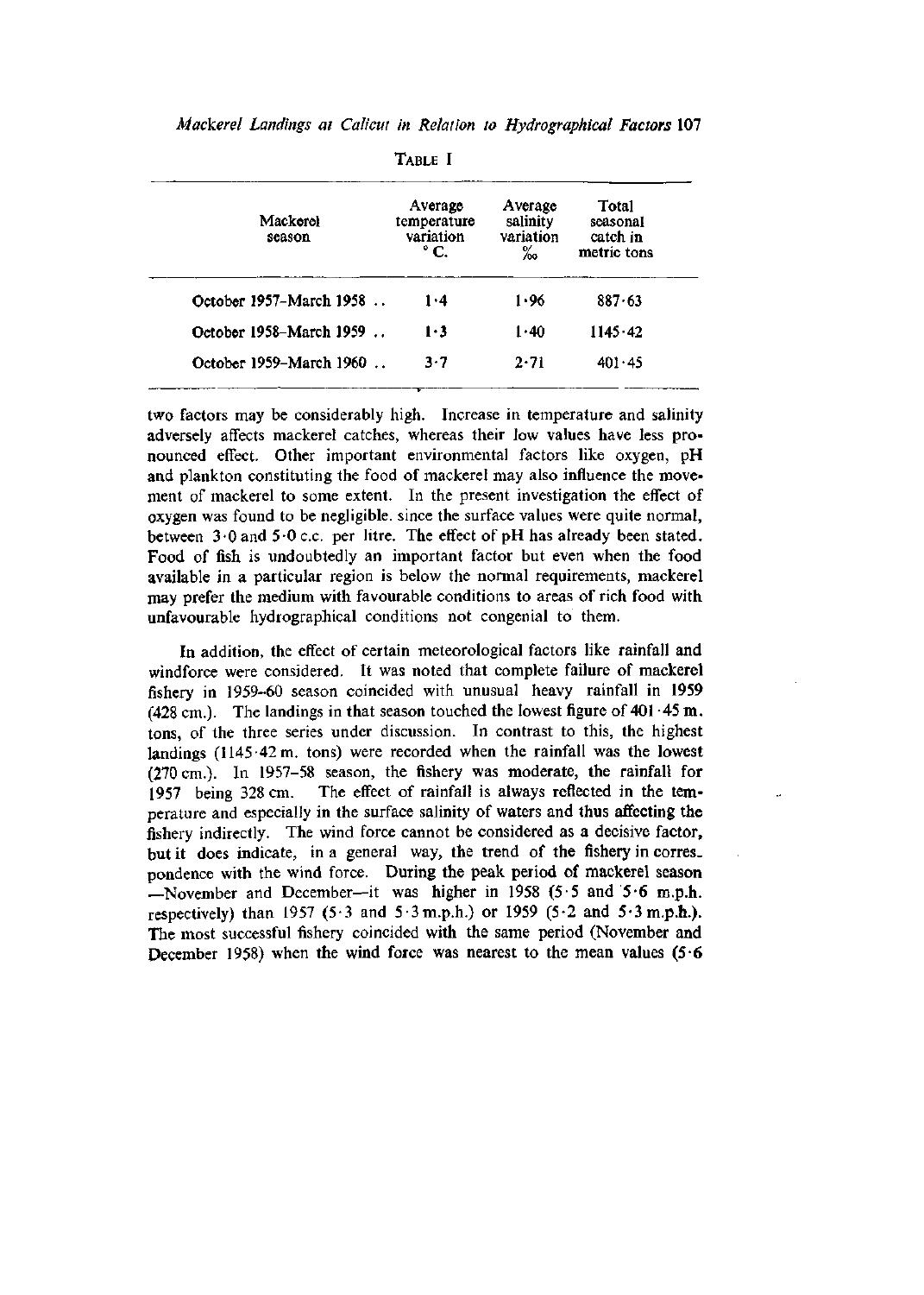TABLE I

| Mackerel season | Average temperature variation °C. | Average salinity variation ‰ | Total seasonal catch in metric tons |
|---|---|---|---|
| October 1957–March 1958 .. | 1·4 | 1·96 | 887·63 |
| October 1958–March 1959 .. | 1·3 | 1·40 | 1145·42 |
| October 1959–March 1960 .. | 3·7 | 2·71 | 401·45 |

two factors may be considerably high. Increase in temperature and salinity adversely affects mackerel catches, whereas their low values have less pronounced effect. Other important environmental factors like oxygen, pH and plankton constituting the food of mackerel may also influence the movement of mackerel to some extent. In the present investigation the effect of oxygen was found to be negligible. since the surface values were quite normal, between 3·0 and 5·0 c.c. per litre. The effect of pH has already been stated. Food of fish is undoubtedly an important factor but even when the food available in a particular region is below the normal requirements, mackerel may prefer the medium with favourable conditions to areas of rich food with unfavourable hydrographical conditions not congenial to them.

In addition, the effect of certain meteorological factors like rainfall and windforce were considered. It was noted that complete failure of mackerel fishery in 1959–60 season coincided with unusual heavy rainfall in 1959 (428 cm.). The landings in that season touched the lowest figure of 401·45 m. tons, of the three series under discussion. In contrast to this, the highest landings (1145·42 m. tons) were recorded when the rainfall was the lowest (270 cm.). In 1957–58 season, the fishery was moderate, the rainfall for 1957 being 328 cm. The effect of rainfall is always reflected in the temperature and especially in the surface salinity of waters and thus affecting the fishery indirectly. The wind force cannot be considered as a decisive factor, but it does indicate, in a general way, the trend of the fishery in correspondence with the wind force. During the peak period of mackerel season —November and December—it was higher in 1958 (5·5 and 5·6 m.p.h. respectively) than 1957 (5·3 and 5·3 m.p.h.) or 1959 (5·2 and 5·3 m.p.h.). The most successful fishery coincided with the same period (November and December 1958) when the wind force was nearest to the mean values (5·6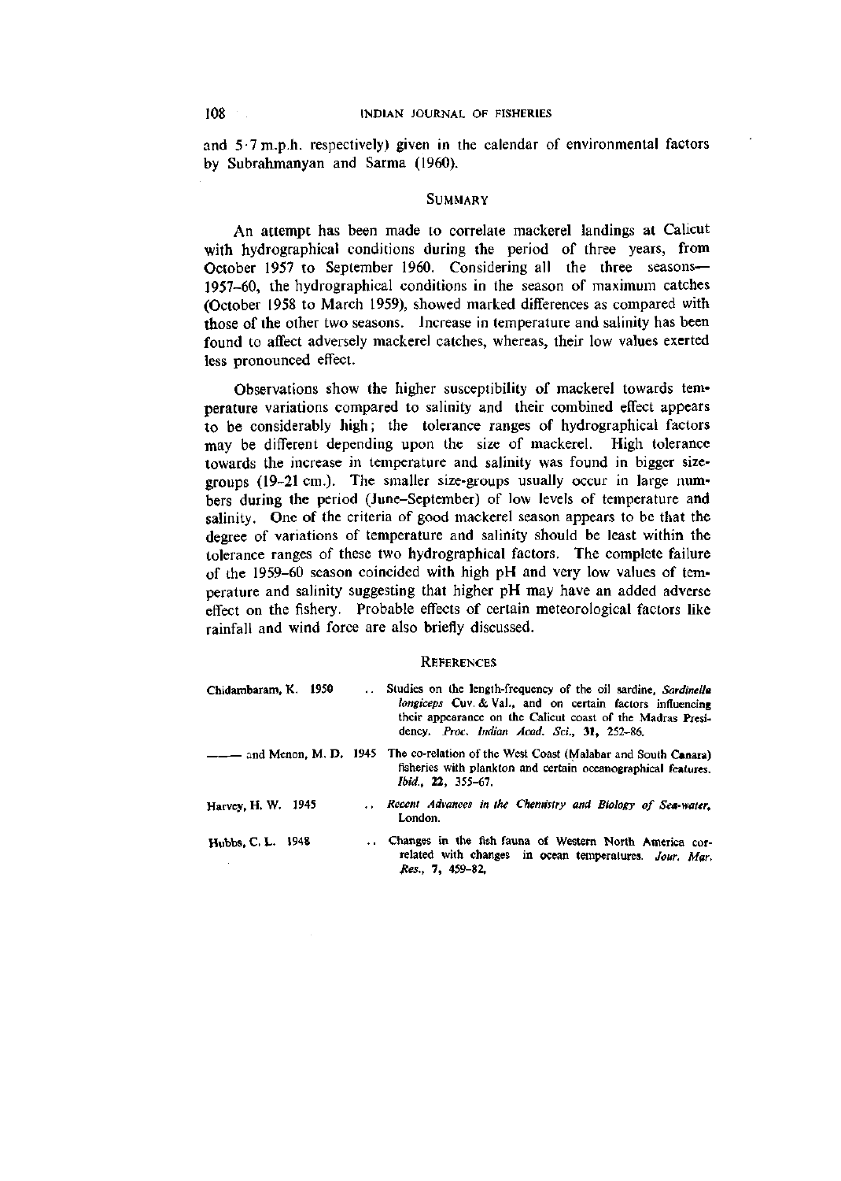and 5·7 m.p.h. respectively) given in the calendar of environmental factors by Subrahmanyan and Sarma (1960).

## Summary

An attempt has been made to correlate mackerel landings at Calicut with hydrographical conditions during the period of three years, from October 1957 to September 1960. Considering all the three seasons—1957–60, the hydrographical conditions in the season of maximum catches (October 1958 to March 1959), showed marked differences as compared with those of the other two seasons. Increase in temperature and salinity has been found to affect adversely mackerel catches, whereas, their low values exerted less pronounced effect.

Observations show the higher susceptibility of mackerel towards temperature variations compared to salinity and their combined effect appears to be considerably high; the tolerance ranges of hydrographical factors may be different depending upon the size of mackerel. High tolerance towards the increase in temperature and salinity was found in bigger size-groups (19–21 cm.). The smaller size-groups usually occur in large numbers during the period (June–September) of low levels of temperature and salinity. One of the criteria of good mackerel season appears to be that the degree of variations of temperature and salinity should be least within the tolerance ranges of these two hydrographical factors. The complete failure of the 1959–60 season coincided with high pH and very low values of temperature and salinity suggesting that higher pH may have an added adverse effect on the fishery. Probable effects of certain meteorological factors like rainfall and wind force are also briefly discussed.

## References

Chidambaram, K. 1950 .. Studies on the length-frequency of the oil sardine, *Sardinella longiceps* Cuv. & Val., and on certain factors influencing their appearance on the Calicut coast of the Madras Presidency. *Proc. Indian Acad. Sci.*, **31**, 252–86.

——— and Menon, M. D. 1945 The co-relation of the West Coast (Malabar and South Canara) fisheries with plankton and certain oceanographical features. *Ibid.*, **22**, 355–67.

Harvey, H. W. 1945 .. *Recent Advances in the Chemistry and Biology of Sea-water*, London.

Hubbs, C. L. 1948 .. Changes in the fish fauna of Western North America correlated with changes in ocean temperatures. *Jour. Mar. Res.*, **7**, 459–82.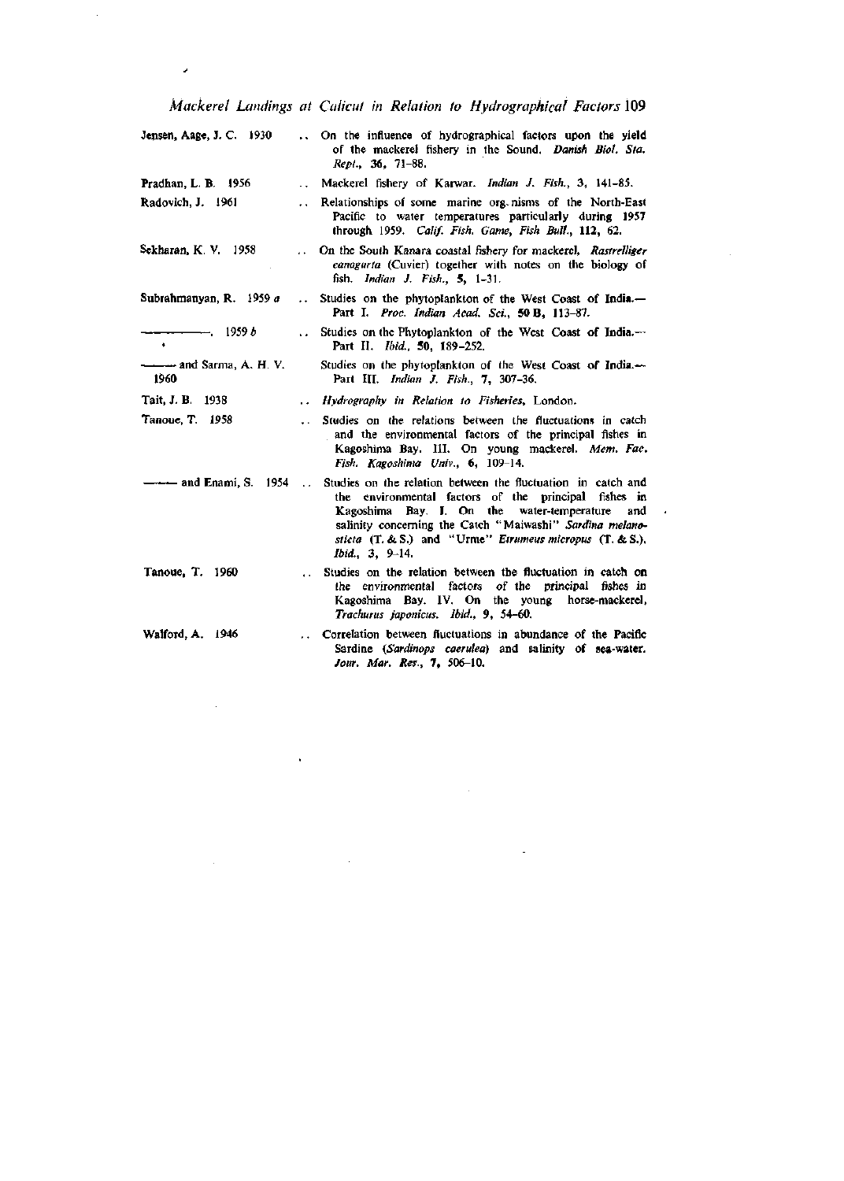Jensen, Aage, J. C. 1930 .. On the influence of hydrographical factors upon the yield of the mackerel fishery in the Sound. *Danish Biol. Sta. Rept.*, **36**, 71–88.

Pradhan, L. B. 1956 .. Mackerel fishery of Karwar. *Indian J. Fish.*, **3**, 141–85.

Radovich, J. 1961 .. Relationships of some marine org.nisms of the North-East Pacific to water temperatures particularly during 1957 through 1959. *Calif. Fish. Game, Fish Bull.*, **112**, 62.

Sekharan, K. V. 1958 .. On the South Kanara coastal fishery for mackerel, *Rastrelliger canagurta* (Cuvier) together with notes on the biology of fish. *Indian J. Fish.*, **5**, 1–31.

Subrahmanyan, R. 1959 *a* .. Studies on the phytoplankton of the West Coast of India.—Part I. *Proc. Indian Acad. Sci.*, **50 B**, 113–87.

———. 1959 *b* .. Studies on the Phytoplankton of the West Coast of India.—Part II. *Ibid.*, **50**, 189–252.

——— and Sarma, A. H. V. 1960 Studies on the phytoplankton of the West Coast of India.—Part III. *Indian J. Fish.*, **7**, 307–36.

Tait, J. B. 1938 .. *Hydrography in Relation to Fisheries*, London.

Tanoue, T. 1958 .. Studies on the relations between the fluctuations in catch and the environmental factors of the principal fishes in Kagoshima Bay. III. On young mackerel. *Mem. Fac. Fish. Kagoshima Univ.*, **6**, 109–14.

——— and Enami, S. 1954 .. Studies on the relation between the fluctuation in catch and the environmental factors of the principal fishes in Kagoshima Bay. I. On the water-temperature and salinity concerning the Catch "Maiwashi" *Sardina melanosticta* (T. & S.) and "Urme" *Etrumeus micropus* (T. & S.). *Ibid.*, **3**, 9–14.

Tanoue, T. 1960 .. Studies on the relation between the fluctuation in catch on the environmental factors of the principal fishes in Kagoshima Bay. IV. On the young horse-mackerel, *Trachurus japonicus*. *Ibid.*, **9**, 54–60.

Walford, A. 1946 .. Correlation between fluctuations in abundance of the Pacific Sardine (*Sardinops caerulea*) and salinity of sea-water. *Jour. Mar. Res.*, **7**, 506–10.